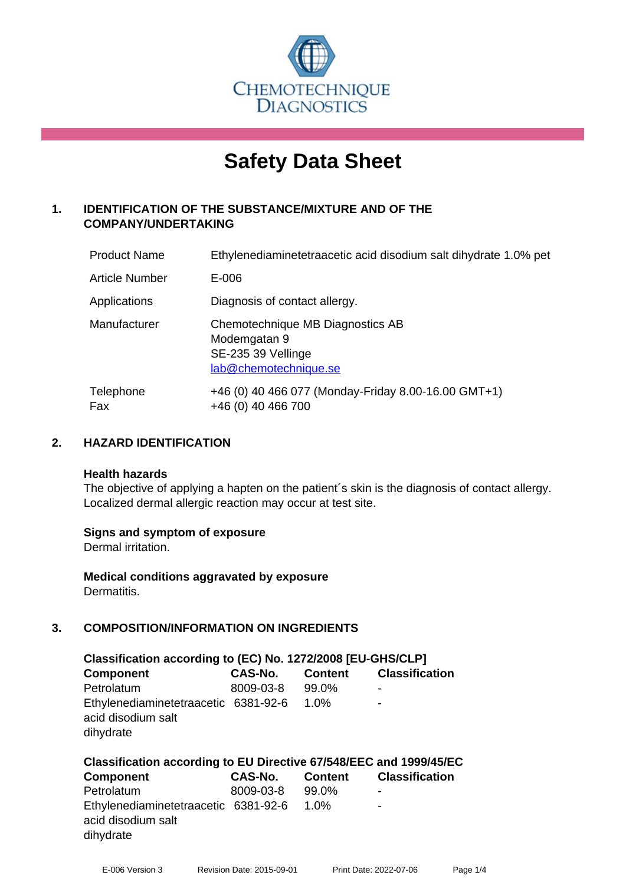# Safety Data Sheet

## 1. IDENTIFICATION OF THE SUBSTANCE/MIXTURE AND OF THE COMPANY/UNDERTAKING

| | |
|---|---|
| Product Name | Ethylenediaminetetraacetic acid disodium salt dihydrate 1.0% pet |
| Article Number | E-006 |
| Applications | Diagnosis of contact allergy. |
| Manufacturer | Chemotechnique MB Diagnostics AB<br>Modemgatan 9<br>SE-235 39 Vellinge<br>lab@chemotechnique.se |
| Telephone<br>Fax | +46 (0) 40 466 077 (Monday-Friday 8.00-16.00 GMT+1)<br>+46 (0) 40 466 700 |

## 2. HAZARD IDENTIFICATION

**Health hazards**

The objective of applying a hapten on the patient´s skin is the diagnosis of contact allergy. Localized dermal allergic reaction may occur at test site.

**Signs and symptom of exposure**

Dermal irritation.

**Medical conditions aggravated by exposure**

Dermatitis.

## 3. COMPOSITION/INFORMATION ON INGREDIENTS

**Classification according to (EC) No. 1272/2008 [EU-GHS/CLP]**

| Component | CAS-No. | Content | Classification |
|---|---|---|---|
| Petrolatum | 8009-03-8 | 99.0% | - |
| Ethylenediaminetetraacetic acid disodium salt dihydrate | 6381-92-6 | 1.0% | - |

**Classification according to EU Directive 67/548/EEC and 1999/45/EC**

| Component | CAS-No. | Content | Classification |
|---|---|---|---|
| Petrolatum | 8009-03-8 | 99.0% | - |
| Ethylenediaminetetraacetic acid disodium salt dihydrate | 6381-92-6 | 1.0% | - |

E-006 Version 3 Revision Date: 2015-09-01 Print Date: 2022-07-06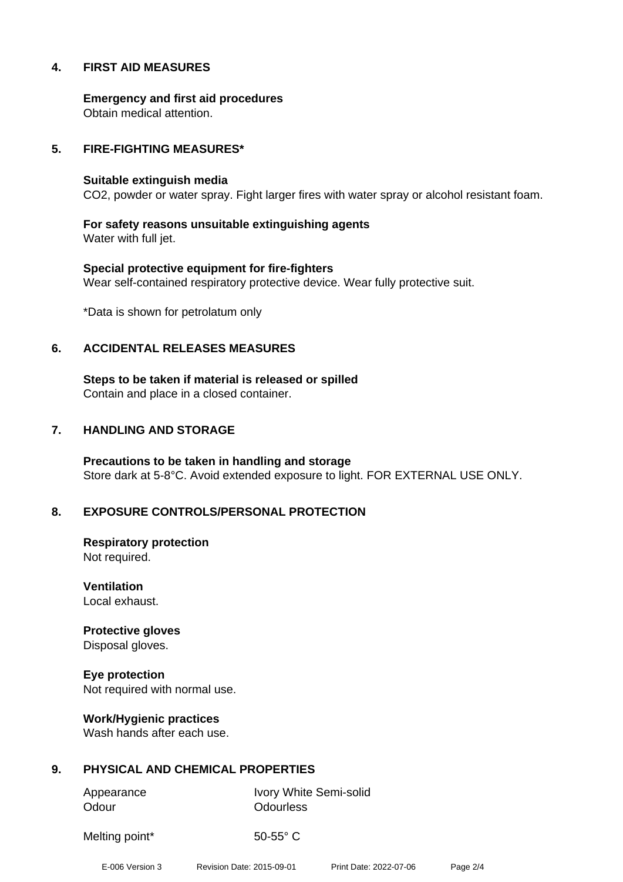## 4. FIRST AID MEASURES

**Emergency and first aid procedures**
Obtain medical attention.

## 5. FIRE-FIGHTING MEASURES*

**Suitable extinguish media**
$CO_2$, powder or water spray. Fight larger fires with water spray or alcohol resistant foam.

**For safety reasons unsuitable extinguishing agents**
Water with full jet.

**Special protective equipment for fire-fighters**
Wear self-contained respiratory protective device. Wear fully protective suit.

*Data is shown for petrolatum only

## 6. ACCIDENTAL RELEASES MEASURES

**Steps to be taken if material is released or spilled**
Contain and place in a closed container.

## 7. HANDLING AND STORAGE

**Precautions to be taken in handling and storage**
Store dark at 5-8°C. Avoid extended exposure to light. FOR EXTERNAL USE ONLY.

## 8. EXPOSURE CONTROLS/PERSONAL PROTECTION

**Respiratory protection**
Not required.

**Ventilation**
Local exhaust.

**Protective gloves**
Disposal gloves.

**Eye protection**
Not required with normal use.

**Work/Hygienic practices**
Wash hands after each use.

## 9. PHYSICAL AND CHEMICAL PROPERTIES

| | |
|---|---|
| Appearance | Ivory White Semi-solid |
| Odour | Odourless |
| Melting point* | 50-55° C |

E-006 Version 3 Revision Date: 2015-09-01 Print Date: 2022-07-06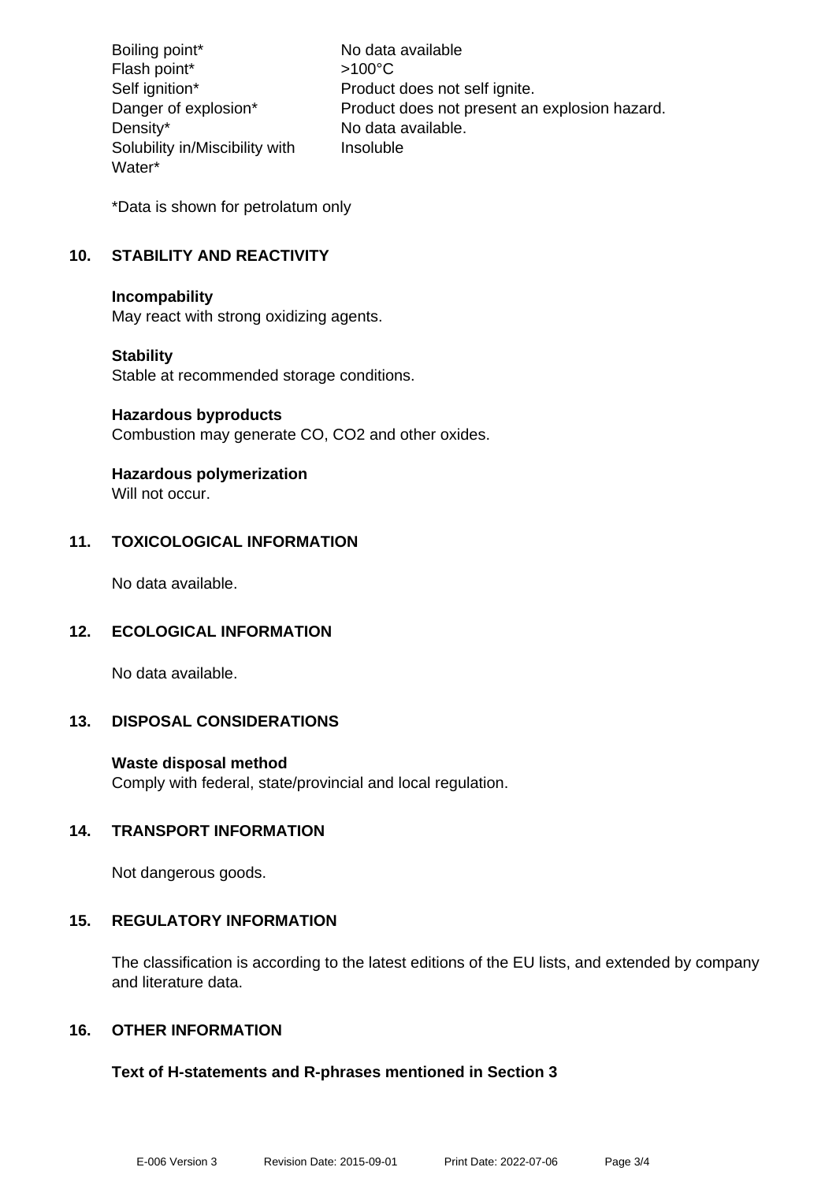| | |
|---|---|
| Boiling point* | No data available |
| Flash point* | >100°C |
| Self ignition* | Product does not self ignite. |
| Danger of explosion* | Product does not present an explosion hazard. |
| Density* | No data available. |
| Solubility in/Miscibility with Water* | Insoluble |

*Data is shown for petrolatum only

## 10. STABILITY AND REACTIVITY

**Incompability**
May react with strong oxidizing agents.

**Stability**
Stable at recommended storage conditions.

**Hazardous byproducts**
Combustion may generate CO, $CO_2$ and other oxides.

**Hazardous polymerization**
Will not occur.

## 11. TOXICOLOGICAL INFORMATION

No data available.

## 12. ECOLOGICAL INFORMATION

No data available.

## 13. DISPOSAL CONSIDERATIONS

**Waste disposal method**
Comply with federal, state/provincial and local regulation.

## 14. TRANSPORT INFORMATION

Not dangerous goods.

## 15. REGULATORY INFORMATION

The classification is according to the latest editions of the EU lists, and extended by company and literature data.

## 16. OTHER INFORMATION

**Text of H-statements and R-phrases mentioned in Section 3**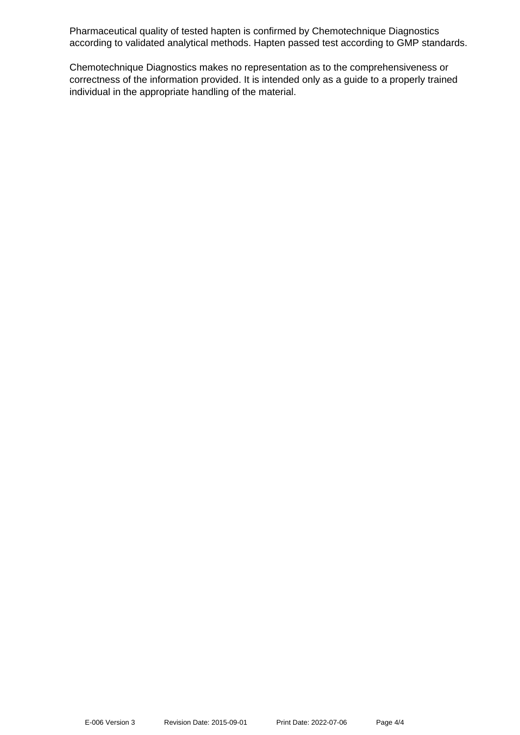Pharmaceutical quality of tested hapten is confirmed by Chemotechnique Diagnostics according to validated analytical methods. Hapten passed test according to GMP standards.

Chemotechnique Diagnostics makes no representation as to the comprehensiveness or correctness of the information provided. It is intended only as a guide to a properly trained individual in the appropriate handling of the material.